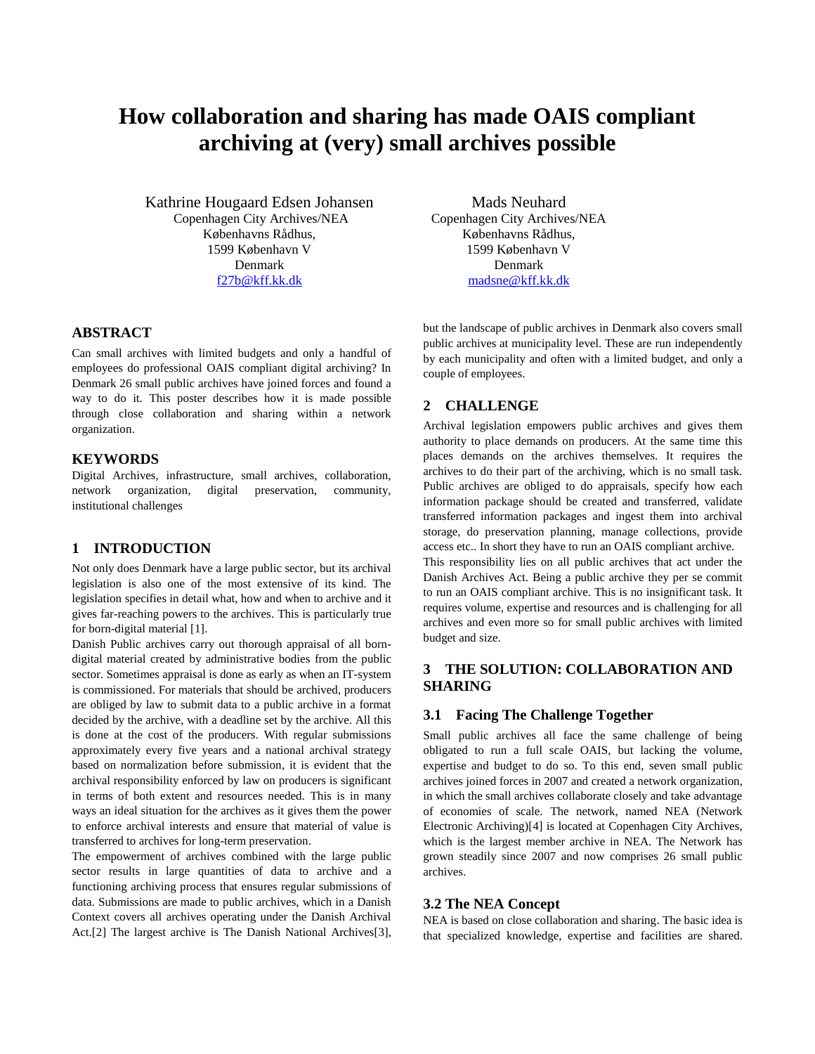# How collaboration and sharing has made OAIS compliant archiving at (very) small archives possible

Kathrine Hougaard Edsen Johansen
Copenhagen City Archives/NEA
Københavns Rådhus,
1599 København V
Denmark
f27b@kff.kk.dk

Mads Neuhard
Copenhagen City Archives/NEA
Københavns Rådhus,
1599 København V
Denmark
madsne@kff.kk.dk

## ABSTRACT

Can small archives with limited budgets and only a handful of employees do professional OAIS compliant digital archiving? In Denmark 26 small public archives have joined forces and found a way to do it. This poster describes how it is made possible through close collaboration and sharing within a network organization.

## KEYWORDS

Digital Archives, infrastructure, small archives, collaboration, network organization, digital preservation, community, institutional challenges

## 1 INTRODUCTION

Not only does Denmark have a large public sector, but its archival legislation is also one of the most extensive of its kind. The legislation specifies in detail what, how and when to archive and it gives far-reaching powers to the archives. This is particularly true for born-digital material [1].

Danish Public archives carry out thorough appraisal of all born-digital material created by administrative bodies from the public sector. Sometimes appraisal is done as early as when an IT-system is commissioned. For materials that should be archived, producers are obliged by law to submit data to a public archive in a format decided by the archive, with a deadline set by the archive. All this is done at the cost of the producers. With regular submissions approximately every five years and a national archival strategy based on normalization before submission, it is evident that the archival responsibility enforced by law on producers is significant in terms of both extent and resources needed. This is in many ways an ideal situation for the archives as it gives them the power to enforce archival interests and ensure that material of value is transferred to archives for long-term preservation.

The empowerment of archives combined with the large public sector results in large quantities of data to archive and a functioning archiving process that ensures regular submissions of data. Submissions are made to public archives, which in a Danish Context covers all archives operating under the Danish Archival Act.[2] The largest archive is The Danish National Archives[3], but the landscape of public archives in Denmark also covers small public archives at municipality level. These are run independently by each municipality and often with a limited budget, and only a couple of employees.

## 2 CHALLENGE

Archival legislation empowers public archives and gives them authority to place demands on producers. At the same time this places demands on the archives themselves. It requires the archives to do their part of the archiving, which is no small task. Public archives are obliged to do appraisals, specify how each information package should be created and transferred, validate transferred information packages and ingest them into archival storage, do preservation planning, manage collections, provide access etc.. In short they have to run an OAIS compliant archive.

This responsibility lies on all public archives that act under the Danish Archives Act. Being a public archive they per se commit to run an OAIS compliant archive. This is no insignificant task. It requires volume, expertise and resources and is challenging for all archives and even more so for small public archives with limited budget and size.

## 3 THE SOLUTION: COLLABORATION AND SHARING

### 3.1 Facing The Challenge Together

Small public archives all face the same challenge of being obligated to run a full scale OAIS, but lacking the volume, expertise and budget to do so. To this end, seven small public archives joined forces in 2007 and created a network organization, in which the small archives collaborate closely and take advantage of economies of scale. The network, named NEA (Network Electronic Archiving)[4] is located at Copenhagen City Archives, which is the largest member archive in NEA. The Network has grown steadily since 2007 and now comprises 26 small public archives.

### 3.2 The NEA Concept

NEA is based on close collaboration and sharing. The basic idea is that specialized knowledge, expertise and facilities are shared.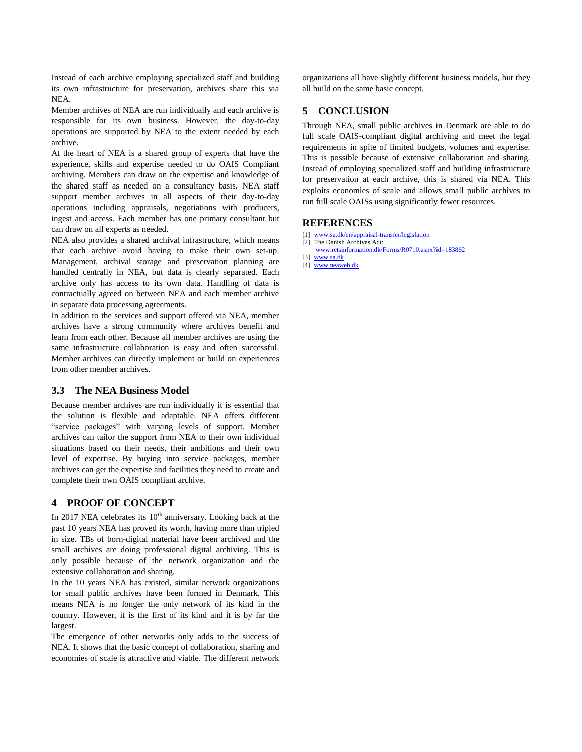Instead of each archive employing specialized staff and building its own infrastructure for preservation, archives share this via NEA.

Member archives of NEA are run individually and each archive is responsible for its own business. However, the day-to-day operations are supported by NEA to the extent needed by each archive.

At the heart of NEA is a shared group of experts that have the experience, skills and expertise needed to do OAIS Compliant archiving. Members can draw on the expertise and knowledge of the shared staff as needed on a consultancy basis. NEA staff support member archives in all aspects of their day-to-day operations including appraisals, negotiations with producers, ingest and access. Each member has one primary consultant but can draw on all experts as needed.

NEA also provides a shared archival infrastructure, which means that each archive avoid having to make their own set-up. Management, archival storage and preservation planning are handled centrally in NEA, but data is clearly separated. Each archive only has access to its own data. Handling of data is contractually agreed on between NEA and each member archive in separate data processing agreements.

In addition to the services and support offered via NEA, member archives have a strong community where archives benefit and learn from each other. Because all member archives are using the same infrastructure collaboration is easy and often successful. Member archives can directly implement or build on experiences from other member archives.

### 3.3 The NEA Business Model

Because member archives are run individually it is essential that the solution is flexible and adaptable. NEA offers different "service packages" with varying levels of support. Member archives can tailor the support from NEA to their own individual situations based on their needs, their ambitions and their own level of expertise. By buying into service packages, member archives can get the expertise and facilities they need to create and complete their own OAIS compliant archive.

## 4 PROOF OF CONCEPT

In 2017 NEA celebrates its 10th anniversary. Looking back at the past 10 years NEA has proved its worth, having more than tripled in size. TBs of born-digital material have been archived and the small archives are doing professional digital archiving. This is only possible because of the network organization and the extensive collaboration and sharing.

In the 10 years NEA has existed, similar network organizations for small public archives have been formed in Denmark. This means NEA is no longer the only network of its kind in the country. However, it is the first of its kind and it is by far the largest.

The emergence of other networks only adds to the success of NEA. It shows that the basic concept of collaboration, sharing and economies of scale is attractive and viable. The different network organizations all have slightly different business models, but they all build on the same basic concept.

## 5 CONCLUSION

Through NEA, small public archives in Denmark are able to do full scale OAIS-compliant digital archiving and meet the legal requirements in spite of limited budgets, volumes and expertise. This is possible because of extensive collaboration and sharing. Instead of employing specialized staff and building infrastructure for preservation at each archive, this is shared via NEA. This exploits economies of scale and allows small public archives to run full scale OAISs using significantly fewer resources.

## REFERENCES

[1] www.sa.dk/en/appraisal-transfer/legislation

[2] The Danish Archives Act: www.retsinformation.dk/Forms/R0710.aspx?id=183862

[3] www.sa.dk

[4] www.neaweb.dk